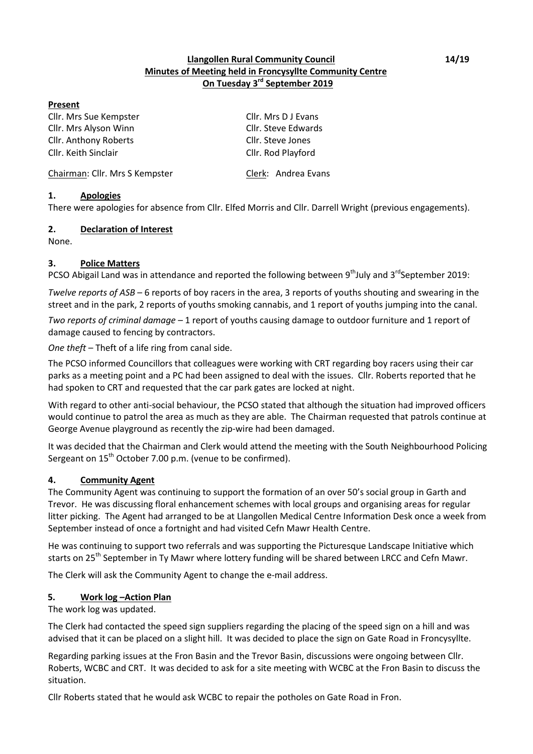**Llangollen Rural Community Council**
**Minutes of Meeting held in Froncysyllte Community Centre**
**On Tuesday 3rd September 2019**

14/19

**Present**

| | |
|---|---|
| Cllr. Mrs Sue Kempster | Cllr. Mrs D J Evans |
| Cllr. Mrs Alyson Winn | Cllr. Steve Edwards |
| Cllr. Anthony Roberts | Cllr. Steve Jones |
| Cllr. Keith Sinclair | Cllr. Rod Playford |

Chairman: Cllr. Mrs S Kempster — Clerk: Andrea Evans

## 1. Apologies

There were apologies for absence from Cllr. Elfed Morris and Cllr. Darrell Wright (previous engagements).

## 2. Declaration of Interest

None.

## 3. Police Matters

PCSO Abigail Land was in attendance and reported the following between 9th July and 3rd September 2019:

*Twelve reports of ASB* – 6 reports of boy racers in the area, 3 reports of youths shouting and swearing in the street and in the park, 2 reports of youths smoking cannabis, and 1 report of youths jumping into the canal.

*Two reports of criminal damage* – 1 report of youths causing damage to outdoor furniture and 1 report of damage caused to fencing by contractors.

*One theft* – Theft of a life ring from canal side.

The PCSO informed Councillors that colleagues were working with CRT regarding boy racers using their car parks as a meeting point and a PC had been assigned to deal with the issues. Cllr. Roberts reported that he had spoken to CRT and requested that the car park gates are locked at night.

With regard to other anti-social behaviour, the PCSO stated that although the situation had improved officers would continue to patrol the area as much as they are able. The Chairman requested that patrols continue at George Avenue playground as recently the zip-wire had been damaged.

It was decided that the Chairman and Clerk would attend the meeting with the South Neighbourhood Policing Sergeant on 15th October 7.00 p.m. (venue to be confirmed).

## 4. Community Agent

The Community Agent was continuing to support the formation of an over 50's social group in Garth and Trevor. He was discussing floral enhancement schemes with local groups and organising areas for regular litter picking. The Agent had arranged to be at Llangollen Medical Centre Information Desk once a week from September instead of once a fortnight and had visited Cefn Mawr Health Centre.

He was continuing to support two referrals and was supporting the Picturesque Landscape Initiative which starts on 25th September in Ty Mawr where lottery funding will be shared between LRCC and Cefn Mawr.

The Clerk will ask the Community Agent to change the e-mail address.

## 5. Work log –Action Plan

The work log was updated.

The Clerk had contacted the speed sign suppliers regarding the placing of the speed sign on a hill and was advised that it can be placed on a slight hill. It was decided to place the sign on Gate Road in Froncysyllte.

Regarding parking issues at the Fron Basin and the Trevor Basin, discussions were ongoing between Cllr. Roberts, WCBC and CRT. It was decided to ask for a site meeting with WCBC at the Fron Basin to discuss the situation.

Cllr Roberts stated that he would ask WCBC to repair the potholes on Gate Road in Fron.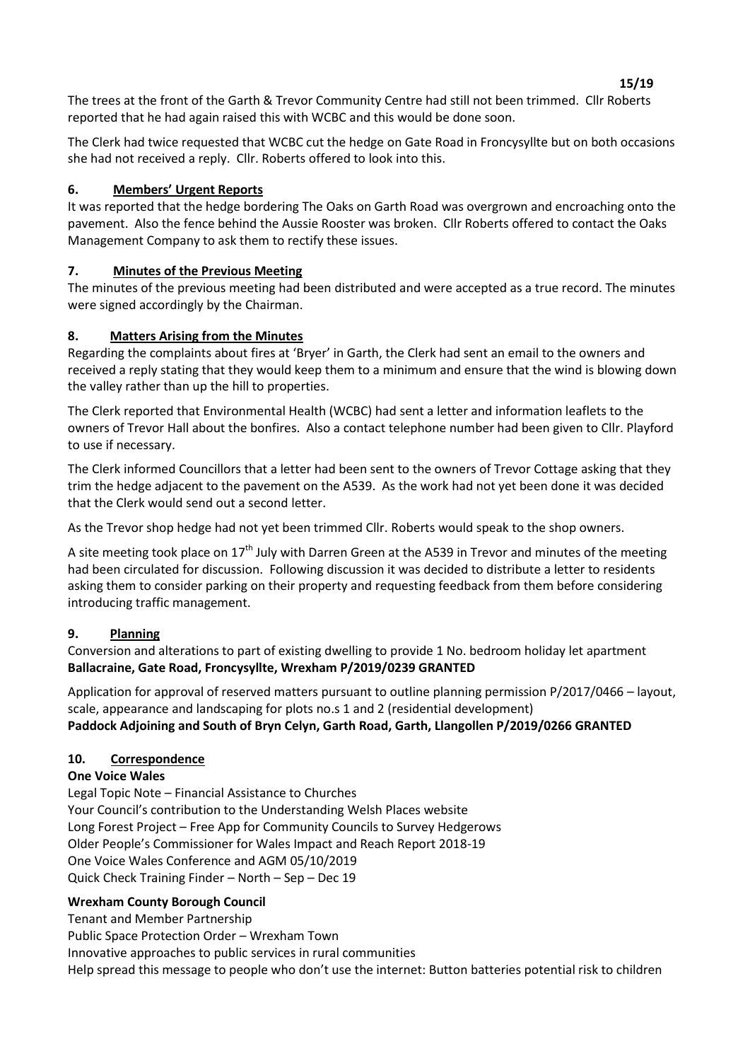The trees at the front of the Garth & Trevor Community Centre had still not been trimmed. Cllr Roberts reported that he had again raised this with WCBC and this would be done soon.

The Clerk had twice requested that WCBC cut the hedge on Gate Road in Froncysyllte but on both occasions she had not received a reply. Cllr. Roberts offered to look into this.

## 6. Members' Urgent Reports

It was reported that the hedge bordering The Oaks on Garth Road was overgrown and encroaching onto the pavement. Also the fence behind the Aussie Rooster was broken. Cllr Roberts offered to contact the Oaks Management Company to ask them to rectify these issues.

## 7. Minutes of the Previous Meeting

The minutes of the previous meeting had been distributed and were accepted as a true record. The minutes were signed accordingly by the Chairman.

## 8. Matters Arising from the Minutes

Regarding the complaints about fires at 'Bryer' in Garth, the Clerk had sent an email to the owners and received a reply stating that they would keep them to a minimum and ensure that the wind is blowing down the valley rather than up the hill to properties.

The Clerk reported that Environmental Health (WCBC) had sent a letter and information leaflets to the owners of Trevor Hall about the bonfires. Also a contact telephone number had been given to Cllr. Playford to use if necessary.

The Clerk informed Councillors that a letter had been sent to the owners of Trevor Cottage asking that they trim the hedge adjacent to the pavement on the A539. As the work had not yet been done it was decided that the Clerk would send out a second letter.

As the Trevor shop hedge had not yet been trimmed Cllr. Roberts would speak to the shop owners.

A site meeting took place on 17th July with Darren Green at the A539 in Trevor and minutes of the meeting had been circulated for discussion. Following discussion it was decided to distribute a letter to residents asking them to consider parking on their property and requesting feedback from them before considering introducing traffic management.

## 9. Planning

Conversion and alterations to part of existing dwelling to provide 1 No. bedroom holiday let apartment
**Ballacraine, Gate Road, Froncysyllte, Wrexham P/2019/0239 GRANTED**

Application for approval of reserved matters pursuant to outline planning permission P/2017/0466 – layout, scale, appearance and landscaping for plots no.s 1 and 2 (residential development)
**Paddock Adjoining and South of Bryn Celyn, Garth Road, Garth, Llangollen P/2019/0266 GRANTED**

## 10. Correspondence

**One Voice Wales**

Legal Topic Note – Financial Assistance to Churches
Your Council's contribution to the Understanding Welsh Places website
Long Forest Project – Free App for Community Councils to Survey Hedgerows
Older People's Commissioner for Wales Impact and Reach Report 2018-19
One Voice Wales Conference and AGM 05/10/2019
Quick Check Training Finder – North – Sep – Dec 19

**Wrexham County Borough Council**

Tenant and Member Partnership
Public Space Protection Order – Wrexham Town
Innovative approaches to public services in rural communities
Help spread this message to people who don't use the internet: Button batteries potential risk to children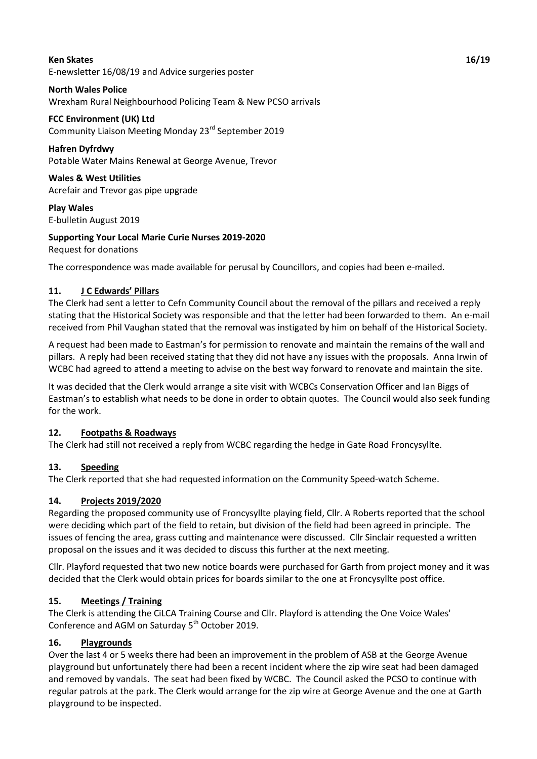**Ken Skates** 16/19

E-newsletter 16/08/19 and Advice surgeries poster

**North Wales Police**
Wrexham Rural Neighbourhood Policing Team & New PCSO arrivals

**FCC Environment (UK) Ltd**
Community Liaison Meeting Monday 23rd September 2019

**Hafren Dyfrdwy**
Potable Water Mains Renewal at George Avenue, Trevor

**Wales & West Utilities**
Acrefair and Trevor gas pipe upgrade

**Play Wales**
E-bulletin August 2019

**Supporting Your Local Marie Curie Nurses 2019-2020**
Request for donations

The correspondence was made available for perusal by Councillors, and copies had been e-mailed.

## 11. J C Edwards' Pillars

The Clerk had sent a letter to Cefn Community Council about the removal of the pillars and received a reply stating that the Historical Society was responsible and that the letter had been forwarded to them. An e-mail received from Phil Vaughan stated that the removal was instigated by him on behalf of the Historical Society.

A request had been made to Eastman's for permission to renovate and maintain the remains of the wall and pillars. A reply had been received stating that they did not have any issues with the proposals. Anna Irwin of WCBC had agreed to attend a meeting to advise on the best way forward to renovate and maintain the site.

It was decided that the Clerk would arrange a site visit with WCBCs Conservation Officer and Ian Biggs of Eastman's to establish what needs to be done in order to obtain quotes. The Council would also seek funding for the work.

## 12. Footpaths & Roadways

The Clerk had still not received a reply from WCBC regarding the hedge in Gate Road Froncysyllte.

## 13. Speeding

The Clerk reported that she had requested information on the Community Speed-watch Scheme.

## 14. Projects 2019/2020

Regarding the proposed community use of Froncysyllte playing field, Cllr. A Roberts reported that the school were deciding which part of the field to retain, but division of the field had been agreed in principle. The issues of fencing the area, grass cutting and maintenance were discussed. Cllr Sinclair requested a written proposal on the issues and it was decided to discuss this further at the next meeting.

Cllr. Playford requested that two new notice boards were purchased for Garth from project money and it was decided that the Clerk would obtain prices for boards similar to the one at Froncysyllte post office.

## 15. Meetings / Training

The Clerk is attending the CiLCA Training Course and Cllr. Playford is attending the One Voice Wales' Conference and AGM on Saturday 5th October 2019.

## 16. Playgrounds

Over the last 4 or 5 weeks there had been an improvement in the problem of ASB at the George Avenue playground but unfortunately there had been a recent incident where the zip wire seat had been damaged and removed by vandals. The seat had been fixed by WCBC. The Council asked the PCSO to continue with regular patrols at the park. The Clerk would arrange for the zip wire at George Avenue and the one at Garth playground to be inspected.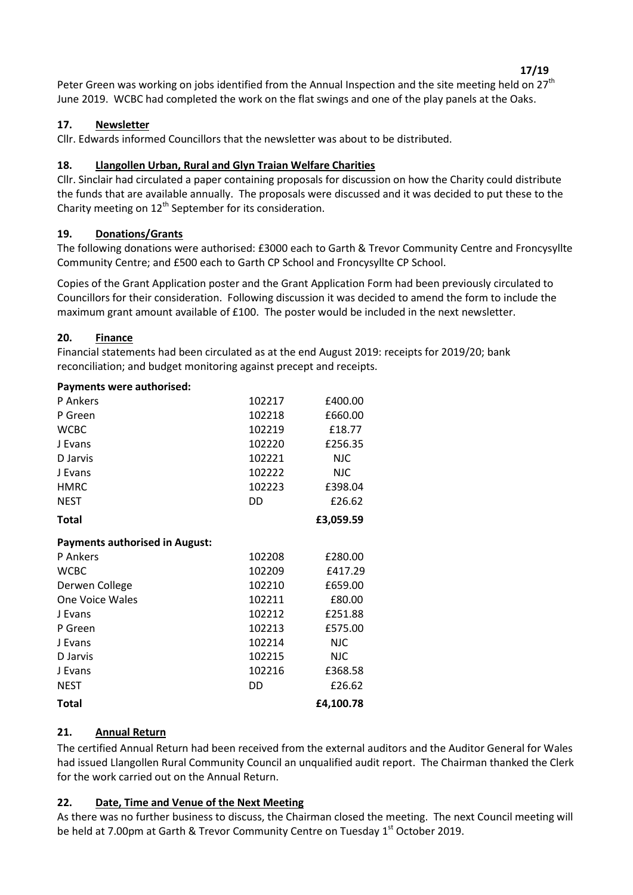Peter Green was working on jobs identified from the Annual Inspection and the site meeting held on 27th June 2019. WCBC had completed the work on the flat swings and one of the play panels at the Oaks.

## 17. Newsletter

Cllr. Edwards informed Councillors that the newsletter was about to be distributed.

## 18. Llangollen Urban, Rural and Glyn Traian Welfare Charities

Cllr. Sinclair had circulated a paper containing proposals for discussion on how the Charity could distribute the funds that are available annually. The proposals were discussed and it was decided to put these to the Charity meeting on 12th September for its consideration.

## 19. Donations/Grants

The following donations were authorised: £3000 each to Garth & Trevor Community Centre and Froncysyllte Community Centre; and £500 each to Garth CP School and Froncysyllte CP School.

Copies of the Grant Application poster and the Grant Application Form had been previously circulated to Councillors for their consideration. Following discussion it was decided to amend the form to include the maximum grant amount available of £100. The poster would be included in the next newsletter.

## 20. Finance

Financial statements had been circulated as at the end August 2019: receipts for 2019/20; bank reconciliation; and budget monitoring against precept and receipts.

**Payments were authorised:**

| | | |
|---|---|---|
| P Ankers | 102217 | £400.00 |
| P Green | 102218 | £660.00 |
| WCBC | 102219 | £18.77 |
| J Evans | 102220 | £256.35 |
| D Jarvis | 102221 | NJC |
| J Evans | 102222 | NJC |
| HMRC | 102223 | £398.04 |
| NEST | DD | £26.62 |
| **Total** | | **£3,059.59** |

**Payments authorised in August:**

| | | |
|---|---|---|
| P Ankers | 102208 | £280.00 |
| WCBC | 102209 | £417.29 |
| Derwen College | 102210 | £659.00 |
| One Voice Wales | 102211 | £80.00 |
| J Evans | 102212 | £251.88 |
| P Green | 102213 | £575.00 |
| J Evans | 102214 | NJC |
| D Jarvis | 102215 | NJC |
| J Evans | 102216 | £368.58 |
| NEST | DD | £26.62 |
| **Total** | | **£4,100.78** |

## 21. Annual Return

The certified Annual Return had been received from the external auditors and the Auditor General for Wales had issued Llangollen Rural Community Council an unqualified audit report. The Chairman thanked the Clerk for the work carried out on the Annual Return.

## 22. Date, Time and Venue of the Next Meeting

As there was no further business to discuss, the Chairman closed the meeting. The next Council meeting will be held at 7.00pm at Garth & Trevor Community Centre on Tuesday 1st October 2019.